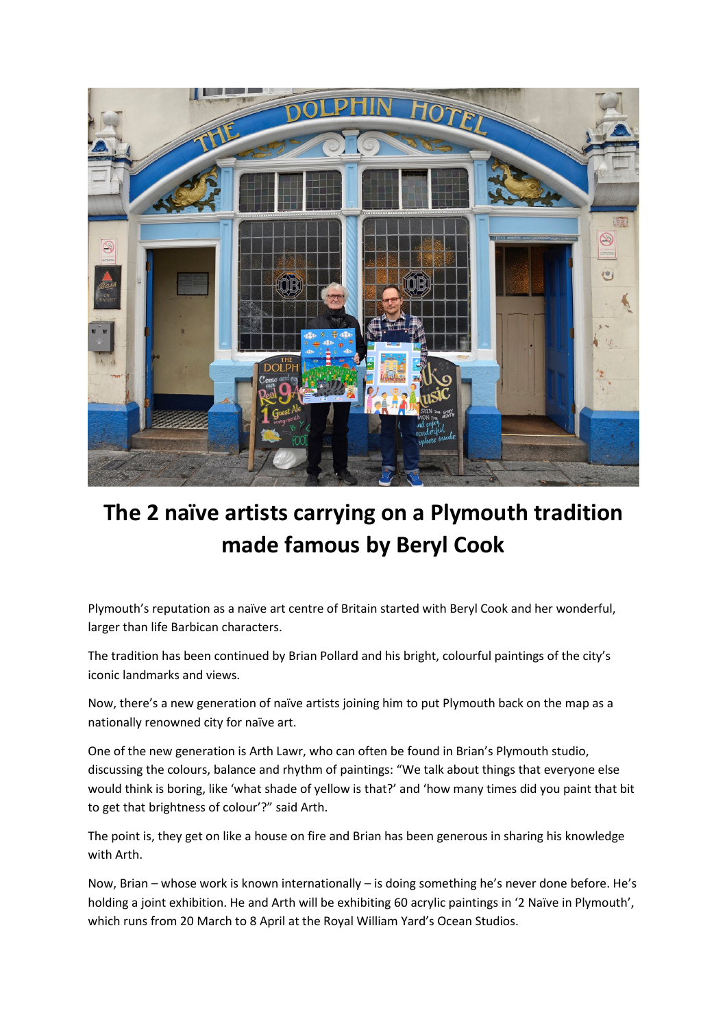# The 2 naïve artists carrying on a Plymouth tradition made famous by Beryl Cook

Plymouth's reputation as a naïve art centre of Britain started with Beryl Cook and her wonderful, larger than life Barbican characters.

The tradition has been continued by Brian Pollard and his bright, colourful paintings of the city's iconic landmarks and views.

Now, there's a new generation of naïve artists joining him to put Plymouth back on the map as a nationally renowned city for naïve art.

One of the new generation is Arth Lawr, who can often be found in Brian's Plymouth studio, discussing the colours, balance and rhythm of paintings: "We talk about things that everyone else would think is boring, like 'what shade of yellow is that?' and 'how many times did you paint that bit to get that brightness of colour'?" said Arth.

The point is, they get on like a house on fire and Brian has been generous in sharing his knowledge with Arth.

Now, Brian – whose work is known internationally – is doing something he's never done before. He's holding a joint exhibition. He and Arth will be exhibiting 60 acrylic paintings in '2 Naïve in Plymouth', which runs from 20 March to 8 April at the Royal William Yard's Ocean Studios.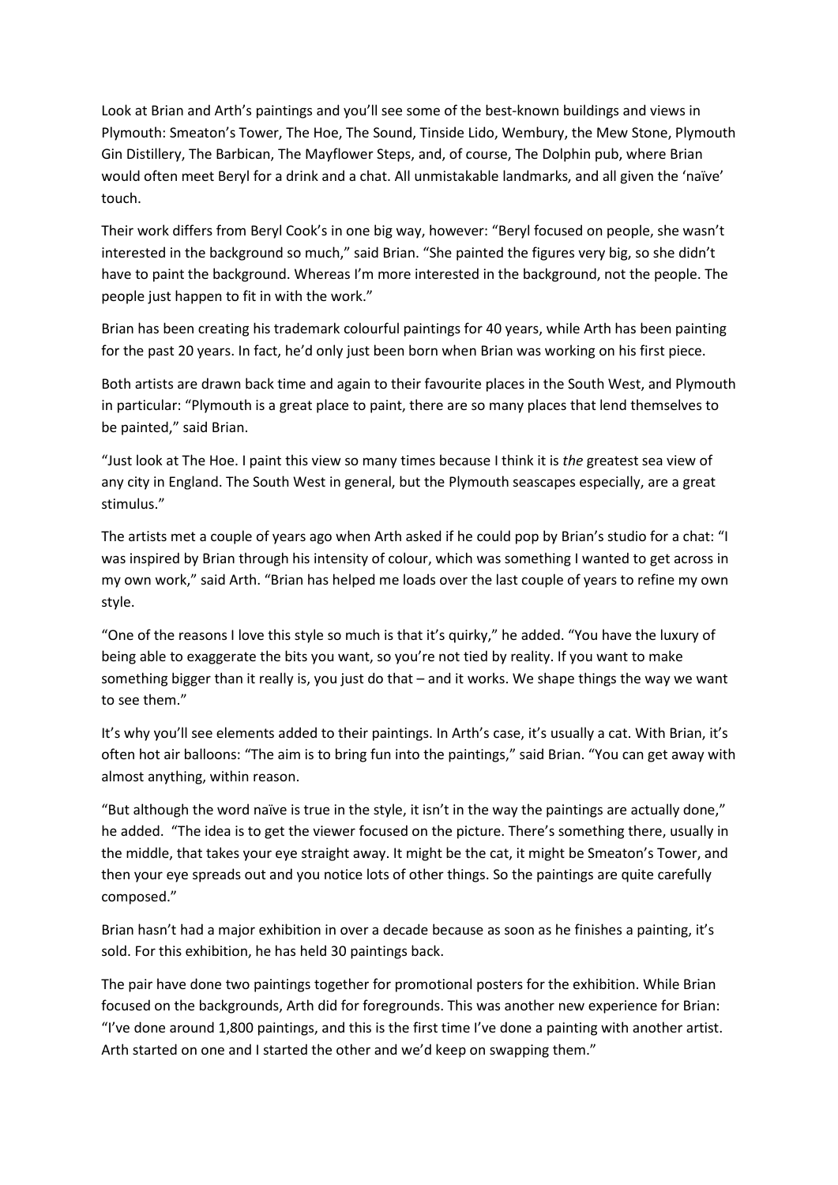Look at Brian and Arth's paintings and you'll see some of the best-known buildings and views in Plymouth: Smeaton's Tower, The Hoe, The Sound, Tinside Lido, Wembury, the Mew Stone, Plymouth Gin Distillery, The Barbican, The Mayflower Steps, and, of course, The Dolphin pub, where Brian would often meet Beryl for a drink and a chat. All unmistakable landmarks, and all given the 'naïve' touch.

Their work differs from Beryl Cook's in one big way, however: "Beryl focused on people, she wasn't interested in the background so much," said Brian. "She painted the figures very big, so she didn't have to paint the background. Whereas I'm more interested in the background, not the people. The people just happen to fit in with the work."

Brian has been creating his trademark colourful paintings for 40 years, while Arth has been painting for the past 20 years. In fact, he'd only just been born when Brian was working on his first piece.

Both artists are drawn back time and again to their favourite places in the South West, and Plymouth in particular: "Plymouth is a great place to paint, there are so many places that lend themselves to be painted," said Brian.

"Just look at The Hoe. I paint this view so many times because I think it is *the* greatest sea view of any city in England. The South West in general, but the Plymouth seascapes especially, are a great stimulus."

The artists met a couple of years ago when Arth asked if he could pop by Brian's studio for a chat: "I was inspired by Brian through his intensity of colour, which was something I wanted to get across in my own work," said Arth. "Brian has helped me loads over the last couple of years to refine my own style.

"One of the reasons I love this style so much is that it's quirky," he added. "You have the luxury of being able to exaggerate the bits you want, so you're not tied by reality. If you want to make something bigger than it really is, you just do that – and it works. We shape things the way we want to see them."

It's why you'll see elements added to their paintings. In Arth's case, it's usually a cat. With Brian, it's often hot air balloons: "The aim is to bring fun into the paintings," said Brian. "You can get away with almost anything, within reason.

"But although the word naïve is true in the style, it isn't in the way the paintings are actually done," he added. "The idea is to get the viewer focused on the picture. There's something there, usually in the middle, that takes your eye straight away. It might be the cat, it might be Smeaton's Tower, and then your eye spreads out and you notice lots of other things. So the paintings are quite carefully composed."

Brian hasn't had a major exhibition in over a decade because as soon as he finishes a painting, it's sold. For this exhibition, he has held 30 paintings back.

The pair have done two paintings together for promotional posters for the exhibition. While Brian focused on the backgrounds, Arth did for foregrounds. This was another new experience for Brian: "I've done around 1,800 paintings, and this is the first time I've done a painting with another artist. Arth started on one and I started the other and we'd keep on swapping them."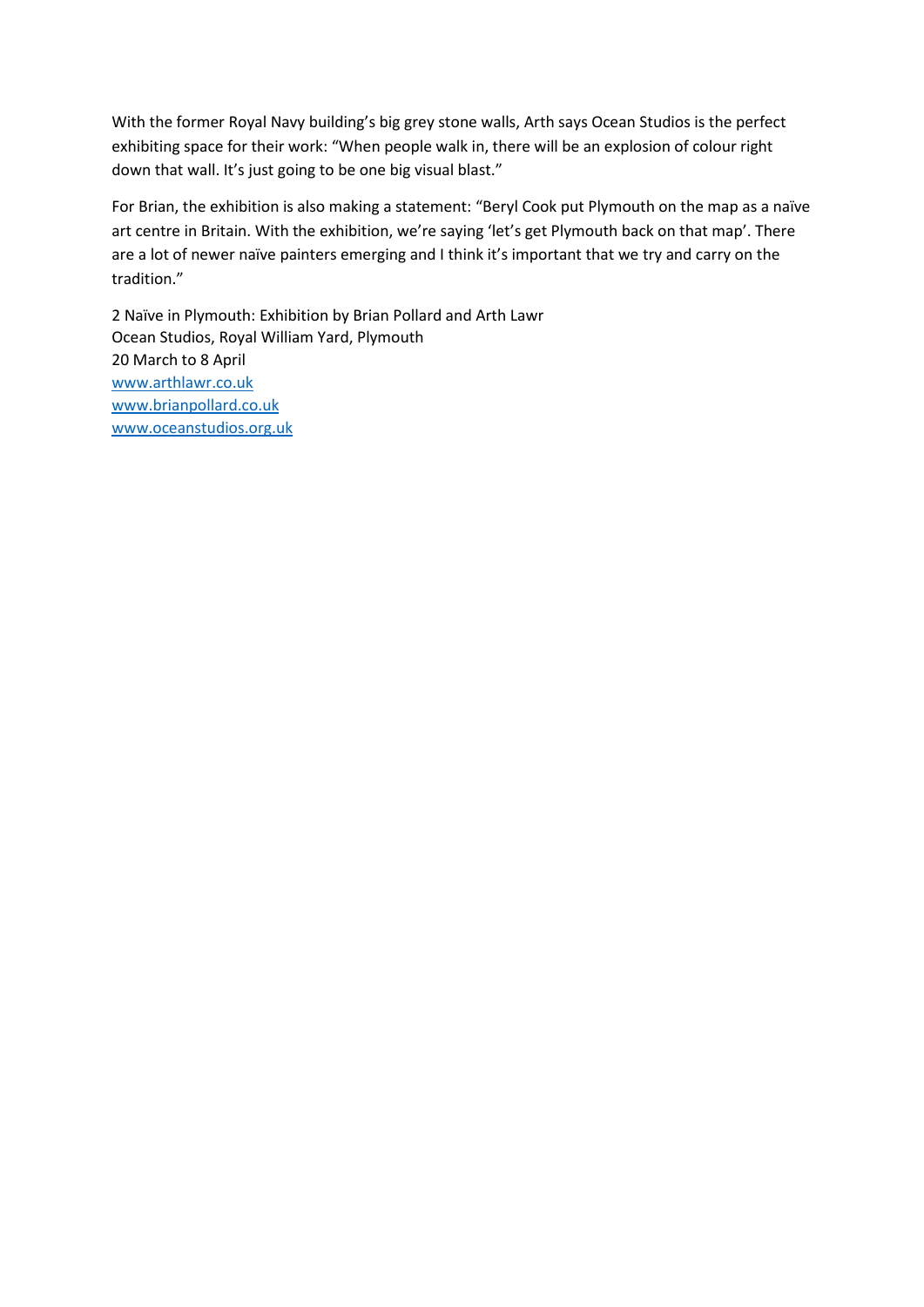With the former Royal Navy building's big grey stone walls, Arth says Ocean Studios is the perfect exhibiting space for their work: "When people walk in, there will be an explosion of colour right down that wall. It's just going to be one big visual blast."

For Brian, the exhibition is also making a statement: "Beryl Cook put Plymouth on the map as a naïve art centre in Britain. With the exhibition, we're saying 'let's get Plymouth back on that map'. There are a lot of newer naïve painters emerging and I think it's important that we try and carry on the tradition."

2 Naïve in Plymouth: Exhibition by Brian Pollard and Arth Lawr
Ocean Studios, Royal William Yard, Plymouth
20 March to 8 April
[www.arthlawr.co.uk](http://www.arthlawr.co.uk)
[www.brianpollard.co.uk](http://www.brianpollard.co.uk)
[www.oceanstudios.org.uk](http://www.oceanstudios.org.uk)